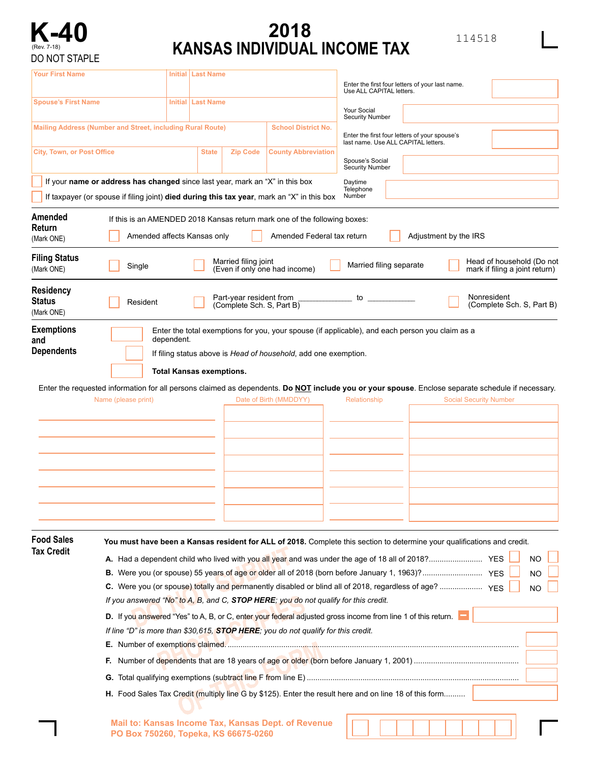# K-40

(Rev. 7-18)

DO NOT STAPLE

# 2018 KANSAS INDIVIDUAL INCOME TAX

114518

| Your First Name | Initial | Last Name |
|---|---|---|
| | | |
| **Spouse's First Name** | **Initial** | **Last Name** |
| | | |

| Mailing Address (Number and Street, including Rural Route) | | | School District No. |
|---|---|---|---|
| | | | |
| **City, Town, or Post Office** | **State** | **Zip Code** | **County Abbreviation** |
| | | | |

Enter the first four letters of your last name. Use ALL CAPITAL letters.

Your Social Security Number

Enter the first four letters of your spouse's last name. Use ALL CAPITAL letters.

Spouse's Social Security Number

Daytime Telephone Number

☐ If your **name or address has changed** since last year, mark an "X" in this box

☐ If taxpayer (or spouse if filing joint) **died during this tax year**, mark an "X" in this box

## Amended Return (Mark ONE)

If this is an AMENDED 2018 Kansas return mark one of the following boxes:

☐ Amended affects Kansas only ☐ Amended Federal tax return ☐ Adjustment by the IRS

## Filing Status (Mark ONE)

☐ Single ☐ Married filing joint (Even if only one had income) ☐ Married filing separate ☐ Head of household (Do not mark if filing a joint return)

## Residency Status (Mark ONE)

☐ Resident ☐ Part-year resident from ____________ to ___________ (Complete Sch. S, Part B) ☐ Nonresident (Complete Sch. S, Part B)

## Exemptions and Dependents

☐ Enter the total exemptions for you, your spouse (if applicable), and each person you claim as a dependent.

☐ If filing status above is *Head of household*, add one exemption.

☐ **Total Kansas exemptions.**

Enter the requested information for all persons claimed as dependents. **Do NOT include you or your spouse**. Enclose separate schedule if necessary.

| Name (please print) | Date of Birth (MMDDYY) | Relationship | Social Security Number |
|---|---|---|---|
| | | | |
| | | | |
| | | | |
| | | | |
| | | | |
| | | | |
| | | | |

## Food Sales Tax Credit

**You must have been a Kansas resident for ALL of 2018.** Complete this section to determine your qualifications and credit.

**A.** Had a dependent child who lived with you all year and was under the age of 18 all of 2018? ........................ YES ☐ NO ☐

**B.** Were you (or spouse) 55 years of age or older all of 2018 (born before January 1, 1963)? ........................ YES ☐ NO ☐

**C.** Were you (or spouse) totally and permanently disabled or blind all of 2018, regardless of age? .................. YES ☐ NO ☐

*If you answered "No" to A, B, and C, **STOP HERE**; you do not qualify for this credit.*

**D.** If you answered "Yes" to A, B, or C, enter your federal adjusted gross income from line 1 of this return. − ☐

*If line "D" is more than $30,615, **STOP HERE**; you do not qualify for this credit.*

**E.** Number of exemptions claimed. .................................................................................................... ☐

**F.** Number of dependents that are 18 years of age or older (born before January 1, 2001) ................................ ☐

**G.** Total qualifying exemptions (subtract line F from line E) .............................................................................. ☐

**H.** Food Sales Tax Credit (multiply line G by $125). Enter the result here and on line 18 of this form.......... ☐

DO NOT SUBMIT PHOTOCOPIES OF THIS FORM

**Mail to: Kansas Income Tax, Kansas Dept. of Revenue PO Box 750260, Topeka, KS 66675-0260**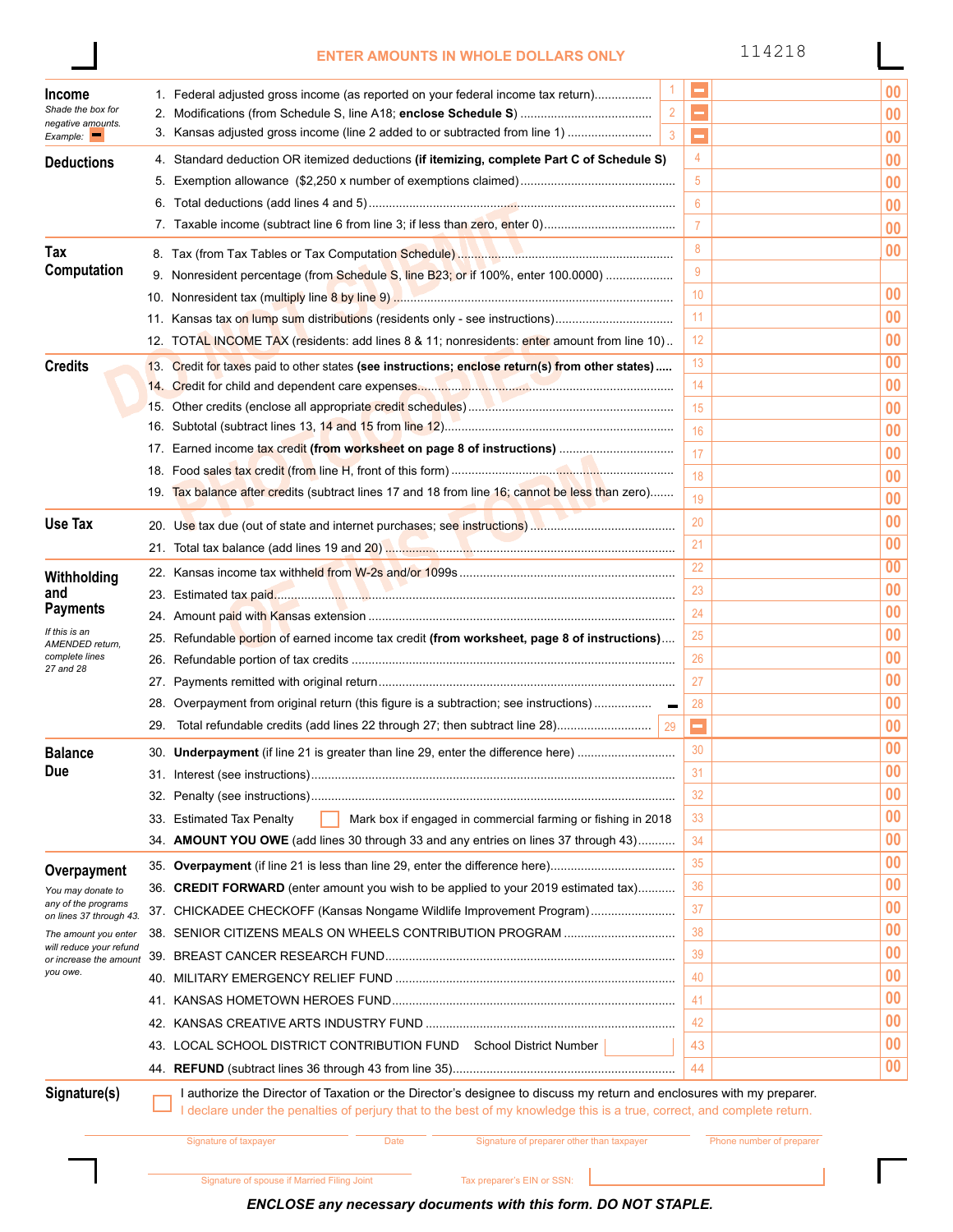114218

**ENTER AMOUNTS IN WHOLE DOLLARS ONLY**

DO NOT SUBMIT PHOTOCOPIES OF THIS FORM

| Section | Line | Description | Line No. | Amount |
|---|---|---|---|---|
| **Income** | 1. | Federal adjusted gross income (as reported on your federal income tax return) | 1 | 00 |
| *Shade the box for negative amounts. Example:* ▬ | 2. | Modifications (from Schedule S, line A18; **enclose Schedule S**) | 2 | 00 |
| | 3. | Kansas adjusted gross income (line 2 added to or subtracted from line 1) | 3 | 00 |
| **Deductions** | 4. | Standard deduction OR itemized deductions **(if itemizing, complete Part C of Schedule S)** | 4 | 00 |
| | 5. | Exemption allowance ($2,250 x number of exemptions claimed) | 5 | 00 |
| | 6. | Total deductions (add lines 4 and 5) | 6 | 00 |
| | 7. | Taxable income (subtract line 6 from line 3; if less than zero, enter 0) | 7 | 00 |
| **Tax Computation** | 8. | Tax (from Tax Tables or Tax Computation Schedule) | 8 | 00 |
| | 9. | Nonresident percentage (from Schedule S, line B23; or if 100%, enter 100.0000) | 9 | |
| | 10. | Nonresident tax (multiply line 8 by line 9) | 10 | 00 |
| | 11. | Kansas tax on lump sum distributions (residents only - see instructions) | 11 | 00 |
| | 12. | TOTAL INCOME TAX (residents: add lines 8 & 11; nonresidents: enter amount from line 10) | 12 | 00 |
| **Credits** | 13. | Credit for taxes paid to other states **(see instructions; enclose return(s) from other states)** | 13 | 00 |
| | 14. | Credit for child and dependent care expenses | 14 | 00 |
| | 15. | Other credits (enclose all appropriate credit schedules) | 15 | 00 |
| | 16. | Subtotal (subtract lines 13, 14 and 15 from line 12) | 16 | 00 |
| | 17. | Earned income tax credit **(from worksheet on page 8 of instructions)** | 17 | 00 |
| | 18. | Food sales tax credit (from line H, front of this form) | 18 | 00 |
| | 19. | Tax balance after credits (subtract lines 17 and 18 from line 16; cannot be less than zero) | 19 | 00 |
| **Use Tax** | 20. | Use tax due (out of state and internet purchases; see instructions) | 20 | 00 |
| | 21. | Total tax balance (add lines 19 and 20) | 21 | 00 |
| **Withholding and Payments** | 22. | Kansas income tax withheld from W-2s and/or 1099s | 22 | 00 |
| | 23. | Estimated tax paid | 23 | 00 |
| | 24. | Amount paid with Kansas extension | 24 | 00 |
| *If this is an AMENDED return, complete lines 27 and 28* | 25. | Refundable portion of earned income tax credit **(from worksheet, page 8 of instructions)** | 25 | 00 |
| | 26. | Refundable portion of tax credits | 26 | 00 |
| | 27. | Payments remitted with original return | 27 | 00 |
| | 28. | Overpayment from original return (this figure is a subtraction; see instructions) ▬ | 28 | 00 |
| | 29. | Total refundable credits (add lines 22 through 27; then subtract line 28) | 29 | 00 |
| **Balance Due** | 30. | **Underpayment** (if line 21 is greater than line 29, enter the difference here) | 30 | 00 |
| | 31. | Interest (see instructions) | 31 | 00 |
| | 32. | Penalty (see instructions) | 32 | 00 |
| | 33. | Estimated Tax Penalty ☐ Mark box if engaged in commercial farming or fishing in 2018 | 33 | 00 |
| | 34. | **AMOUNT YOU OWE** (add lines 30 through 33 and any entries on lines 37 through 43) | 34 | 00 |
| **Overpayment** | 35. | **Overpayment** (if line 21 is less than line 29, enter the difference here) | 35 | 00 |
| *You may donate to any of the programs on lines 37 through 43.* | 36. | **CREDIT FORWARD** (enter amount you wish to be applied to your 2019 estimated tax) | 36 | 00 |
| | 37. | CHICKADEE CHECKOFF (Kansas Nongame Wildlife Improvement Program) | 37 | 00 |
| *The amount you enter will reduce your refund or increase the amount you owe.* | 38. | SENIOR CITIZENS MEALS ON WHEELS CONTRIBUTION PROGRAM | 38 | 00 |
| | 39. | BREAST CANCER RESEARCH FUND | 39 | 00 |
| | 40. | MILITARY EMERGENCY RELIEF FUND | 40 | 00 |
| | 41. | KANSAS HOMETOWN HEROES FUND | 41 | 00 |
| | 42. | KANSAS CREATIVE ARTS INDUSTRY FUND | 42 | 00 |
| | 43. | LOCAL SCHOOL DISTRICT CONTRIBUTION FUND School District Number | 43 | 00 |
| | 44. | **REFUND** (subtract lines 36 through 43 from line 35) | 44 | 00 |

**Signature(s)**

☐ I authorize the Director of Taxation or the Director's designee to discuss my return and enclosures with my preparer.

I declare under the penalties of perjury that to the best of my knowledge this is a true, correct, and complete return.

Signature of taxpayer | Date | Signature of preparer other than taxpayer | Phone number of preparer

Signature of spouse if Married Filing Joint | Tax preparer's EIN or SSN:

***ENCLOSE any necessary documents with this form. DO NOT STAPLE.***